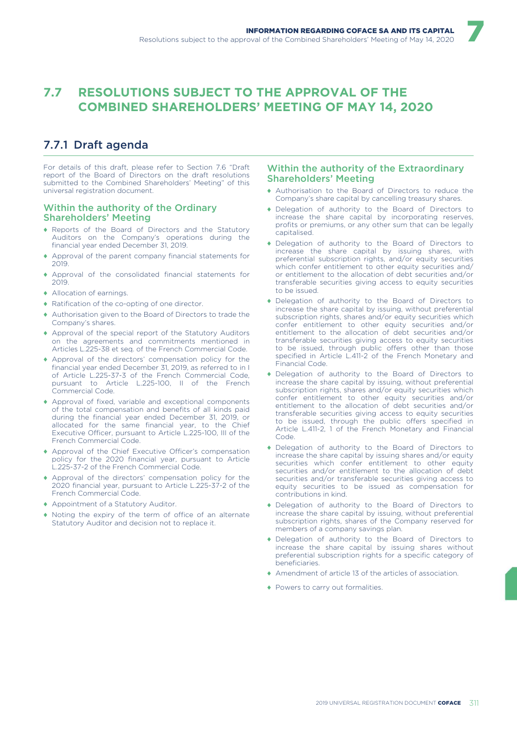## 7.7 RESOLUTIONS SUBJECT TO THE APPROVAL OF THE COMBINED SHAREHOLDERS' MEETING OF MAY 14, 2020

### 7.7.1 Draft agenda

For details of this draft, please refer to Section 7.6 "Draft report of the Board of Directors on the draft resolutions submitted to the Combined Shareholders' Meeting" of this universal registration document.

#### Within the authority of the Ordinary Shareholders' Meeting

- Reports of the Board of Directors and the Statutory Auditors on the Company's operations during the financial year ended December 31, 2019.
- Approval of the parent company financial statements for 2019.
- Approval of the consolidated financial statements for 2019.
- Allocation of earnings.
- Ratification of the co-opting of one director.
- Authorisation given to the Board of Directors to trade the Company's shares.
- Approval of the special report of the Statutory Auditors on the agreements and commitments mentioned in Articles L.225-38 et seq. of the French Commercial Code.
- Approval of the directors' compensation policy for the financial year ended December 31, 2019, as referred to in I of Article L.225-37-3 of the French Commercial Code, pursuant to Article L.225-100, II of the French Commercial Code.
- Approval of fixed, variable and exceptional components of the total compensation and benefits of all kinds paid during the financial year ended December 31, 2019, or allocated for the same financial year, to the Chief Executive Officer, pursuant to Article L.225-100, III of the French Commercial Code.
- Approval of the Chief Executive Officer's compensation policy for the 2020 financial year, pursuant to Article L.225-37-2 of the French Commercial Code.
- Approval of the directors' compensation policy for the 2020 financial year, pursuant to Article L.225-37-2 of the French Commercial Code.
- Appointment of a Statutory Auditor.
- Noting the expiry of the term of office of an alternate Statutory Auditor and decision not to replace it.

#### Within the authority of the Extraordinary Shareholders' Meeting

- Authorisation to the Board of Directors to reduce the Company's share capital by cancelling treasury shares.
- Delegation of authority to the Board of Directors to increase the share capital by incorporating reserves, profits or premiums, or any other sum that can be legally capitalised.
- Delegation of authority to the Board of Directors to increase the share capital by issuing shares, with preferential subscription rights, and/or equity securities which confer entitlement to other equity securities and/or entitlement to the allocation of debt securities and/or transferable securities giving access to equity securities to be issued.
- Delegation of authority to the Board of Directors to increase the share capital by issuing, without preferential subscription rights, shares and/or equity securities which confer entitlement to other equity securities and/or entitlement to the allocation of debt securities and/or transferable securities giving access to equity securities to be issued, through public offers other than those specified in Article L.411-2 of the French Monetary and Financial Code.
- Delegation of authority to the Board of Directors to increase the share capital by issuing, without preferential subscription rights, shares and/or equity securities which confer entitlement to other equity securities and/or entitlement to the allocation of debt securities and/or transferable securities giving access to equity securities to be issued, through the public offers specified in Article L.411-2, 1 of the French Monetary and Financial Code.
- Delegation of authority to the Board of Directors to increase the share capital by issuing shares and/or equity securities which confer entitlement to other equity securities and/or entitlement to the allocation of debt securities and/or transferable securities giving access to equity securities to be issued as compensation for contributions in kind.
- Delegation of authority to the Board of Directors to increase the share capital by issuing, without preferential subscription rights, shares of the Company reserved for members of a company savings plan.
- Delegation of authority to the Board of Directors to increase the share capital by issuing shares without preferential subscription rights for a specific category of beneficiaries.
- Amendment of article 13 of the articles of association.
- Powers to carry out formalities.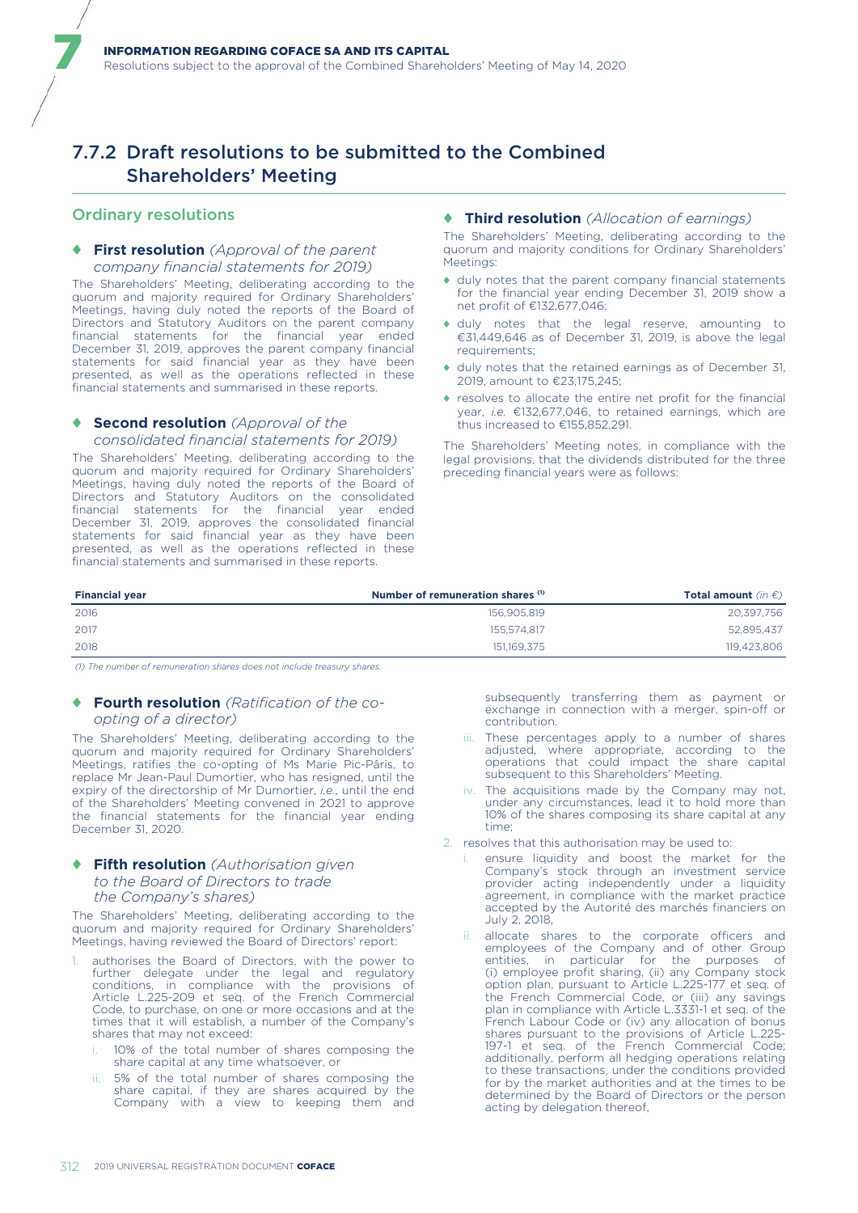## 7.7.2 Draft resolutions to be submitted to the Combined Shareholders' Meeting

### Ordinary resolutions

#### ♦ First resolution *(Approval of the parent company financial statements for 2019)*

The Shareholders' Meeting, deliberating according to the quorum and majority required for Ordinary Shareholders' Meetings, having duly noted the reports of the Board of Directors and Statutory Auditors on the parent company financial statements for the financial year ended December 31, 2019, approves the parent company financial statements for said financial year as they have been presented, as well as the operations reflected in these financial statements and summarised in these reports.

#### ♦ Second resolution *(Approval of the consolidated financial statements for 2019)*

The Shareholders' Meeting, deliberating according to the quorum and majority required for Ordinary Shareholders' Meetings, having duly noted the reports of the Board of Directors and Statutory Auditors on the consolidated financial statements for the financial year ended December 31, 2019, approves the consolidated financial statements for said financial year as they have been presented, as well as the operations reflected in these financial statements and summarised in these reports.

#### ♦ Third resolution *(Allocation of earnings)*

The Shareholders' Meeting, deliberating according to the quorum and majority conditions for Ordinary Shareholders' Meetings:

- duly notes that the parent company financial statements for the financial year ending December 31, 2019 show a net profit of €132,677,046;
- duly notes that the legal reserve, amounting to €31,449,646 as of December 31, 2019, is above the legal requirements;
- duly notes that the retained earnings as of December 31, 2019, amount to €23,175,245;
- resolves to allocate the entire net profit for the financial year, *i.e.* €132,677,046, to retained earnings, which are thus increased to €155,852,291.

The Shareholders' Meeting notes, in compliance with the legal provisions, that the dividends distributed for the three preceding financial years were as follows:

| Financial year | Number of remuneration shares [(1)] | Total amount *(in €)* |
|---|---|---|
| 2016 | 156,905,819 | 20,397,756 |
| 2017 | 155,574,817 | 52,895,437 |
| 2018 | 151,169,375 | 119,423,806 |

*(1) The number of remuneration shares does not include treasury shares.*

#### ♦ Fourth resolution *(Ratification of the co-opting of a director)*

The Shareholders' Meeting, deliberating according to the quorum and majority required for Ordinary Shareholders' Meetings, ratifies the co-opting of Ms Marie Pic-Pâris, to replace Mr Jean-Paul Dumortier, who has resigned, until the expiry of the directorship of Mr Dumortier, *i.e.*, until the end of the Shareholders' Meeting convened in 2021 to approve the financial statements for the financial year ending December 31, 2020.

#### ♦ Fifth resolution *(Authorisation given to the Board of Directors to trade the Company's shares)*

The Shareholders' Meeting, deliberating according to the quorum and majority required for Ordinary Shareholders' Meetings, having reviewed the Board of Directors' report:

1. authorises the Board of Directors, with the power to further delegate under the legal and regulatory conditions, in compliance with the provisions of Article L.225-209 et seq. of the French Commercial Code, to purchase, on one or more occasions and at the times that it will establish, a number of the Company's shares that may not exceed:
   i. 10% of the total number of shares composing the share capital at any time whatsoever, or
   ii. 5% of the total number of shares composing the share capital, if they are shares acquired by the Company with a view to keeping them and subsequently transferring them as payment or exchange in connection with a merger, spin-off or contribution.
   iii. These percentages apply to a number of shares adjusted, where appropriate, according to the operations that could impact the share capital subsequent to this Shareholders' Meeting.
   iv. The acquisitions made by the Company may not, under any circumstances, lead it to hold more than 10% of the shares composing its share capital at any time;
2. resolves that this authorisation may be used to:
   i. ensure liquidity and boost the market for the Company's stock through an investment service provider acting independently under a liquidity agreement, in compliance with the market practice accepted by the Autorité des marchés financiers on July 2, 2018,
   ii. allocate shares to the corporate officers and employees of the Company and of other Group entities, in particular for the purposes of (i) employee profit sharing, (ii) any Company stock option plan, pursuant to Article L.225-177 et seq. of the French Commercial Code, or (iii) any savings plan in compliance with Article L.3331-1 et seq. of the French Labour Code or (iv) any allocation of bonus shares pursuant to the provisions of Article L.225-197-1 et seq. of the French Commercial Code; additionally, perform all hedging operations relating to these transactions, under the conditions provided for by the market authorities and at the times to be determined by the Board of Directors or the person acting by delegation thereof,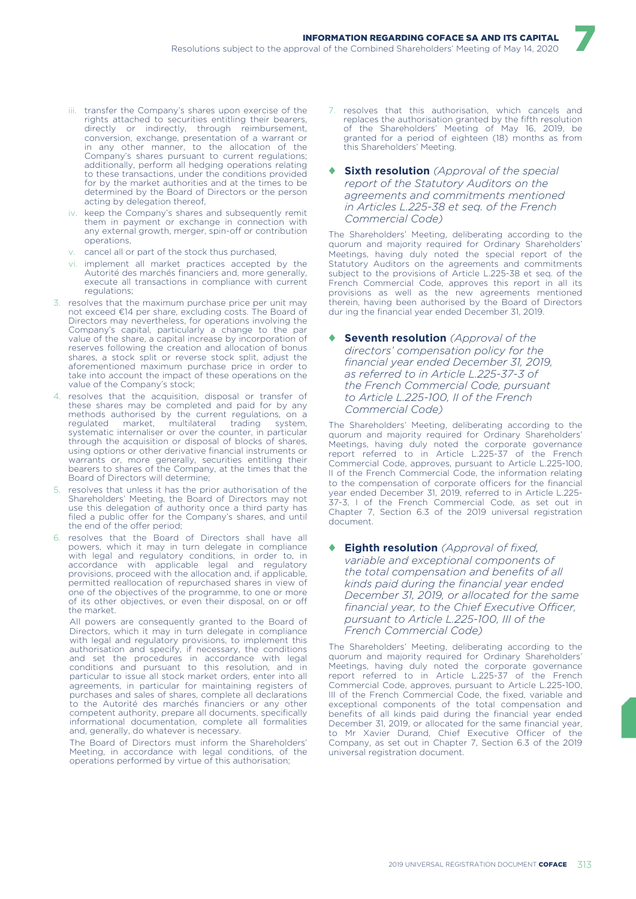iii. transfer the Company's shares upon exercise of the rights attached to securities entitling their bearers, directly or indirectly, through reimbursement, conversion, exchange, presentation of a warrant or in any other manner, to the allocation of the Company's shares pursuant to current regulations; additionally, perform all hedging operations relating to these transactions, under the conditions provided for by the market authorities and at the times to be determined by the Board of Directors or the person acting by delegation thereof,

iv. keep the Company's shares and subsequently remit them in payment or exchange in connection with any external growth, merger, spin-off or contribution operations,

v. cancel all or part of the stock thus purchased,

vi. implement all market practices accepted by the Autorité des marchés financiers and, more generally, execute all transactions in compliance with current regulations;

3. resolves that the maximum purchase price per unit may not exceed €14 per share, excluding costs. The Board of Directors may nevertheless, for operations involving the Company's capital, particularly a change to the par value of the share, a capital increase by incorporation of reserves following the creation and allocation of bonus shares, a stock split or reverse stock split, adjust the aforementioned maximum purchase price in order to take into account the impact of these operations on the value of the Company's stock;

4. resolves that the acquisition, disposal or transfer of these shares may be completed and paid for by any methods authorised by the current regulations, on a regulated market, multilateral trading system, systematic internaliser or over the counter, in particular through the acquisition or disposal of blocks of shares, using options or other derivative financial instruments or warrants or, more generally, securities entitling their bearers to shares of the Company, at the times that the Board of Directors will determine;

5. resolves that unless it has the prior authorisation of the Shareholders' Meeting, the Board of Directors may not use this delegation of authority once a third party has filed a public offer for the Company's shares, and until the end of the offer period;

6. resolves that the Board of Directors shall have all powers, which it may in turn delegate in compliance with legal and regulatory conditions, in order to, in accordance with applicable legal and regulatory provisions, proceed with the allocation and, if applicable, permitted reallocation of repurchased shares in view of one of the objectives of the programme, to one or more of its other objectives, or even their disposal, on or off the market.

   All powers are consequently granted to the Board of Directors, which it may in turn delegate in compliance with legal and regulatory provisions, to implement this authorisation and specify, if necessary, the conditions and set the procedures in accordance with legal conditions and pursuant to this resolution, and in particular to issue all stock market orders, enter into all agreements, in particular for maintaining registers of purchases and sales of shares, complete all declarations to the Autorité des marchés financiers or any other competent authority, prepare all documents, specifically informational documentation, complete all formalities and, generally, do whatever is necessary.

   The Board of Directors must inform the Shareholders' Meeting, in accordance with legal conditions, of the operations performed by virtue of this authorisation;

7. resolves that this authorisation, which cancels and replaces the authorisation granted by the fifth resolution of the Shareholders' Meeting of May 16, 2019, be granted for a period of eighteen (18) months as from this Shareholders' Meeting.

### ♦ Sixth resolution *(Approval of the special report of the Statutory Auditors on the agreements and commitments mentioned in Articles L.225-38 et seq. of the French Commercial Code)*

The Shareholders' Meeting, deliberating according to the quorum and majority required for Ordinary Shareholders' Meetings, having duly noted the special report of the Statutory Auditors on the agreements and commitments subject to the provisions of Article L.225-38 et seq. of the French Commercial Code, approves this report in all its provisions as well as the new agreements mentioned therein, having been authorised by the Board of Directors dur ing the financial year ended December 31, 2019.

### ♦ Seventh resolution *(Approval of the directors' compensation policy for the financial year ended December 31, 2019, as referred to in Article L.225-37-3 of the French Commercial Code, pursuant to Article L.225-100, II of the French Commercial Code)*

The Shareholders' Meeting, deliberating according to the quorum and majority required for Ordinary Shareholders' Meetings, having duly noted the corporate governance report referred to in Article L.225-37 of the French Commercial Code, approves, pursuant to Article L.225-100, II of the French Commercial Code, the information relating to the compensation of corporate officers for the financial year ended December 31, 2019, referred to in Article L.225-37-3, I of the French Commercial Code, as set out in Chapter 7, Section 6.3 of the 2019 universal registration document.

### ♦ Eighth resolution *(Approval of fixed, variable and exceptional components of the total compensation and benefits of all kinds paid during the financial year ended December 31, 2019, or allocated for the same financial year, to the Chief Executive Officer, pursuant to Article L.225-100, III of the French Commercial Code)*

The Shareholders' Meeting, deliberating according to the quorum and majority required for Ordinary Shareholders' Meetings, having duly noted the corporate governance report referred to in Article L.225-37 of the French Commercial Code, approves, pursuant to Article L.225-100, III of the French Commercial Code, the fixed, variable and exceptional components of the total compensation and benefits of all kinds paid during the financial year ended December 31, 2019, or allocated for the same financial year, to Mr Xavier Durand, Chief Executive Officer of the Company, as set out in Chapter 7, Section 6.3 of the 2019 universal registration document.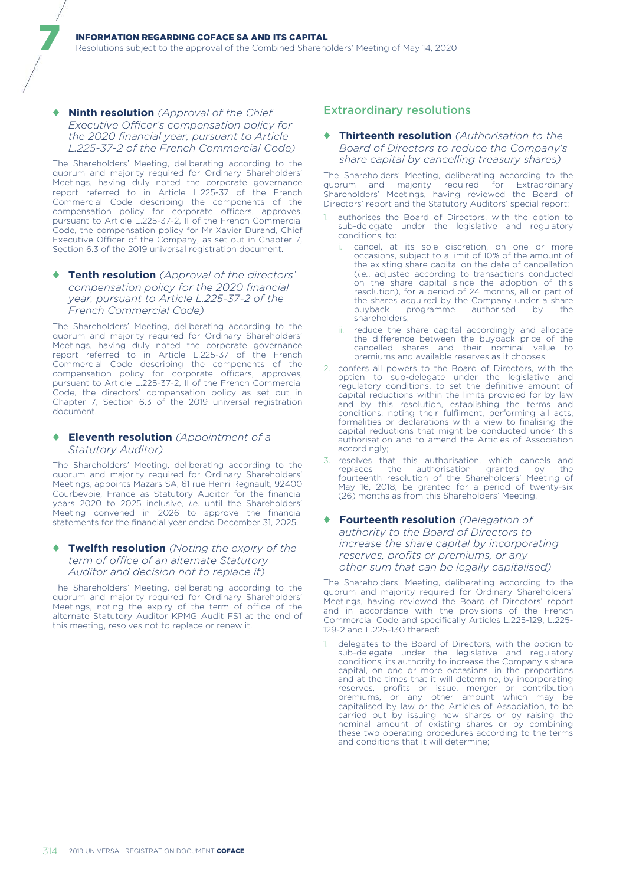- **Ninth resolution** *(Approval of the Chief Executive Officer's compensation policy for the 2020 financial year, pursuant to Article L.225-37-2 of the French Commercial Code)*

The Shareholders' Meeting, deliberating according to the quorum and majority required for Ordinary Shareholders' Meetings, having duly noted the corporate governance report referred to in Article L.225-37 of the French Commercial Code describing the components of the compensation policy for corporate officers, approves, pursuant to Article L.225-37-2, II of the French Commercial Code, the compensation policy for Mr Xavier Durand, Chief Executive Officer of the Company, as set out in Chapter 7, Section 6.3 of the 2019 universal registration document.

- **Tenth resolution** *(Approval of the directors' compensation policy for the 2020 financial year, pursuant to Article L.225-37-2 of the French Commercial Code)*

The Shareholders' Meeting, deliberating according to the quorum and majority required for Ordinary Shareholders' Meetings, having duly noted the corporate governance report referred to in Article L.225-37 of the French Commercial Code describing the components of the compensation policy for corporate officers, approves, pursuant to Article L.225-37-2, II of the French Commercial Code, the directors' compensation policy as set out in Chapter 7, Section 6.3 of the 2019 universal registration document.

- **Eleventh resolution** *(Appointment of a Statutory Auditor)*

The Shareholders' Meeting, deliberating according to the quorum and majority required for Ordinary Shareholders' Meetings, appoints Mazars SA, 61 rue Henri Regnault, 92400 Courbevoie, France as Statutory Auditor for the financial years 2020 to 2025 inclusive, *i.e.* until the Shareholders' Meeting convened in 2026 to approve the financial statements for the financial year ended December 31, 2025.

- **Twelfth resolution** *(Noting the expiry of the term of office of an alternate Statutory Auditor and decision not to replace it)*

The Shareholders' Meeting, deliberating according to the quorum and majority required for Ordinary Shareholders' Meetings, noting the expiry of the term of office of the alternate Statutory Auditor KPMG Audit FS1 at the end of this meeting, resolves not to replace or renew it.

## Extraordinary resolutions

- **Thirteenth resolution** *(Authorisation to the Board of Directors to reduce the Company's share capital by cancelling treasury shares)*

The Shareholders' Meeting, deliberating according to the quorum and majority required for Extraordinary Shareholders' Meetings, having reviewed the Board of Directors' report and the Statutory Auditors' special report:

1. authorises the Board of Directors, with the option to sub-delegate under the legislative and regulatory conditions, to:
   i. cancel, at its sole discretion, on one or more occasions, subject to a limit of 10% of the amount of the existing share capital on the date of cancellation (*i.e.*, adjusted according to transactions conducted on the share capital since the adoption of this resolution), for a period of 24 months, all or part of the shares acquired by the Company under a share buyback programme authorised by the shareholders,
   ii. reduce the share capital accordingly and allocate the difference between the buyback price of the cancelled shares and their nominal value to premiums and available reserves as it chooses;
2. confers all powers to the Board of Directors, with the option to sub-delegate under the legislative and regulatory conditions, to set the definitive amount of capital reductions within the limits provided for by law and by this resolution, establishing the terms and conditions, noting their fulfilment, performing all acts, formalities or declarations with a view to finalising the capital reductions that might be conducted under this authorisation and to amend the Articles of Association accordingly;
3. resolves that this authorisation, which cancels and replaces the authorisation granted by the fourteenth resolution of the Shareholders' Meeting of May 16, 2018, be granted for a period of twenty-six (26) months as from this Shareholders' Meeting.

- **Fourteenth resolution** *(Delegation of authority to the Board of Directors to increase the share capital by incorporating reserves, profits or premiums, or any other sum that can be legally capitalised)*

The Shareholders' Meeting, deliberating according to the quorum and majority required for Ordinary Shareholders' Meetings, having reviewed the Board of Directors' report and in accordance with the provisions of the French Commercial Code and specifically Articles L.225-129, L.225-129-2 and L.225-130 thereof:

1. delegates to the Board of Directors, with the option to sub-delegate under the legislative and regulatory conditions, its authority to increase the Company's share capital, on one or more occasions, in the proportions and at the times that it will determine, by incorporating reserves, profits or issue, merger or contribution premiums, or any other amount which may be capitalised by law or the Articles of Association, to be carried out by issuing new shares or by raising the nominal amount of existing shares or by combining these two operating procedures according to the terms and conditions that it will determine;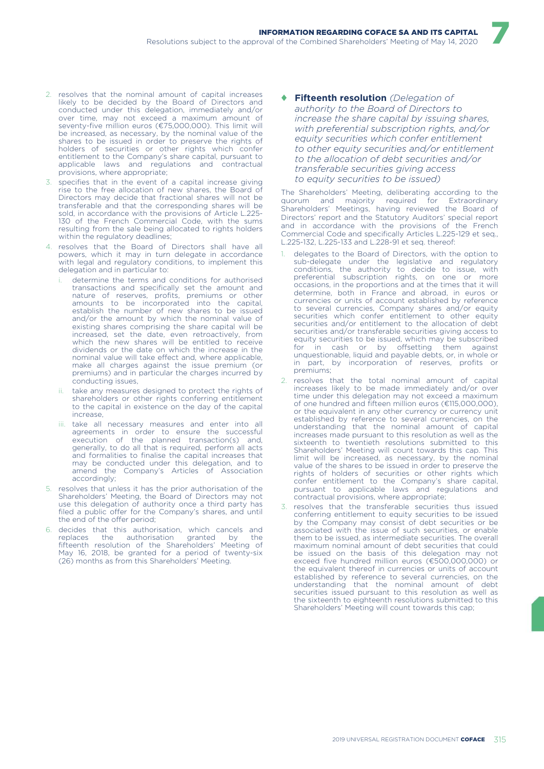2. resolves that the nominal amount of capital increases likely to be decided by the Board of Directors and conducted under this delegation, immediately and/or over time, may not exceed a maximum amount of seventy-five million euros (€75,000,000). This limit will be increased, as necessary, by the nominal value of the shares to be issued in order to preserve the rights of holders of securities or other rights which confer entitlement to the Company's share capital, pursuant to applicable laws and regulations and contractual provisions, where appropriate;
3. specifies that in the event of a capital increase giving rise to the free allocation of new shares, the Board of Directors may decide that fractional shares will not be transferable and that the corresponding shares will be sold, in accordance with the provisions of Article L.225-130 of the French Commercial Code, with the sums resulting from the sale being allocated to rights holders within the regulatory deadlines;
4. resolves that the Board of Directors shall have all powers, which it may in turn delegate in accordance with legal and regulatory conditions, to implement this delegation and in particular to:
   1. determine the terms and conditions for authorised transactions and specifically set the amount and nature of reserves, profits, premiums or other amounts to be incorporated into the capital, establish the number of new shares to be issued and/or the amount by which the nominal value of existing shares comprising the share capital will be increased, set the date, even retroactively, from which the new shares will be entitled to receive dividends or the date on which the increase in the nominal value will take effect and, where applicable, make all charges against the issue premium (or premiums) and in particular the charges incurred by conducting issues,
   2. take any measures designed to protect the rights of shareholders or other rights conferring entitlement to the capital in existence on the day of the capital increase,
   3. take all necessary measures and enter into all agreements in order to ensure the successful execution of the planned transaction(s) and, generally, to do all that is required, perform all acts and formalities to finalise the capital increases that may be conducted under this delegation, and to amend the Company's Articles of Association accordingly;
5. resolves that unless it has the prior authorisation of the Shareholders' Meeting, the Board of Directors may not use this delegation of authority once a third party has filed a public offer for the Company's shares, and until the end of the offer period;
6. decides that this authorisation, which cancels and replaces the authorisation granted by the fifteenth resolution of the Shareholders' Meeting of May 16, 2018, be granted for a period of twenty-six (26) months as from this Shareholders' Meeting.

### ♦ **Fifteenth resolution** *(Delegation of authority to the Board of Directors to increase the share capital by issuing shares, with preferential subscription rights, and/or equity securities which confer entitlement to other equity securities and/or entitlement to the allocation of debt securities and/or transferable securities giving access to equity securities to be issued)*

The Shareholders' Meeting, deliberating according to the quorum and majority required for Extraordinary Shareholders' Meetings, having reviewed the Board of Directors' report and the Statutory Auditors' special report and in accordance with the provisions of the French Commercial Code and specifically Articles L.225-129 et seq., L.225-132, L.225-133 and L.228-91 et seq. thereof:

1. delegates to the Board of Directors, with the option to sub-delegate under the legislative and regulatory conditions, the authority to decide to issue, with preferential subscription rights, on one or more occasions, in the proportions and at the times that it will determine, both in France and abroad, in euros or currencies or units of account established by reference to several currencies, Company shares and/or equity securities which confer entitlement to other equity securities and/or entitlement to the allocation of debt securities and/or transferable securities giving access to equity securities to be issued, which may be subscribed for in cash or by offsetting them against unquestionable, liquid and payable debts, or, in whole or in part, by incorporation of reserves, profits or premiums;
2. resolves that the total nominal amount of capital increases likely to be made immediately and/or over time under this delegation may not exceed a maximum of one hundred and fifteen million euros (€115,000,000), or the equivalent in any other currency or currency unit established by reference to several currencies, on the understanding that the nominal amount of capital increases made pursuant to this resolution as well as the sixteenth to twentieth resolutions submitted to this Shareholders' Meeting will count towards this cap. This limit will be increased, as necessary, by the nominal value of the shares to be issued in order to preserve the rights of holders of securities or other rights which confer entitlement to the Company's share capital, pursuant to applicable laws and regulations and contractual provisions, where appropriate;
3. resolves that the transferable securities thus issued conferring entitlement to equity securities to be issued by the Company may consist of debt securities or be associated with the issue of such securities, or enable them to be issued, as intermediate securities. The overall maximum nominal amount of debt securities that could be issued on the basis of this delegation may not exceed five hundred million euros (€500,000,000) or the equivalent thereof in currencies or units of account established by reference to several currencies, on the understanding that the nominal amount of debt securities issued pursuant to this resolution as well as the sixteenth to eighteenth resolutions submitted to this Shareholders' Meeting will count towards this cap;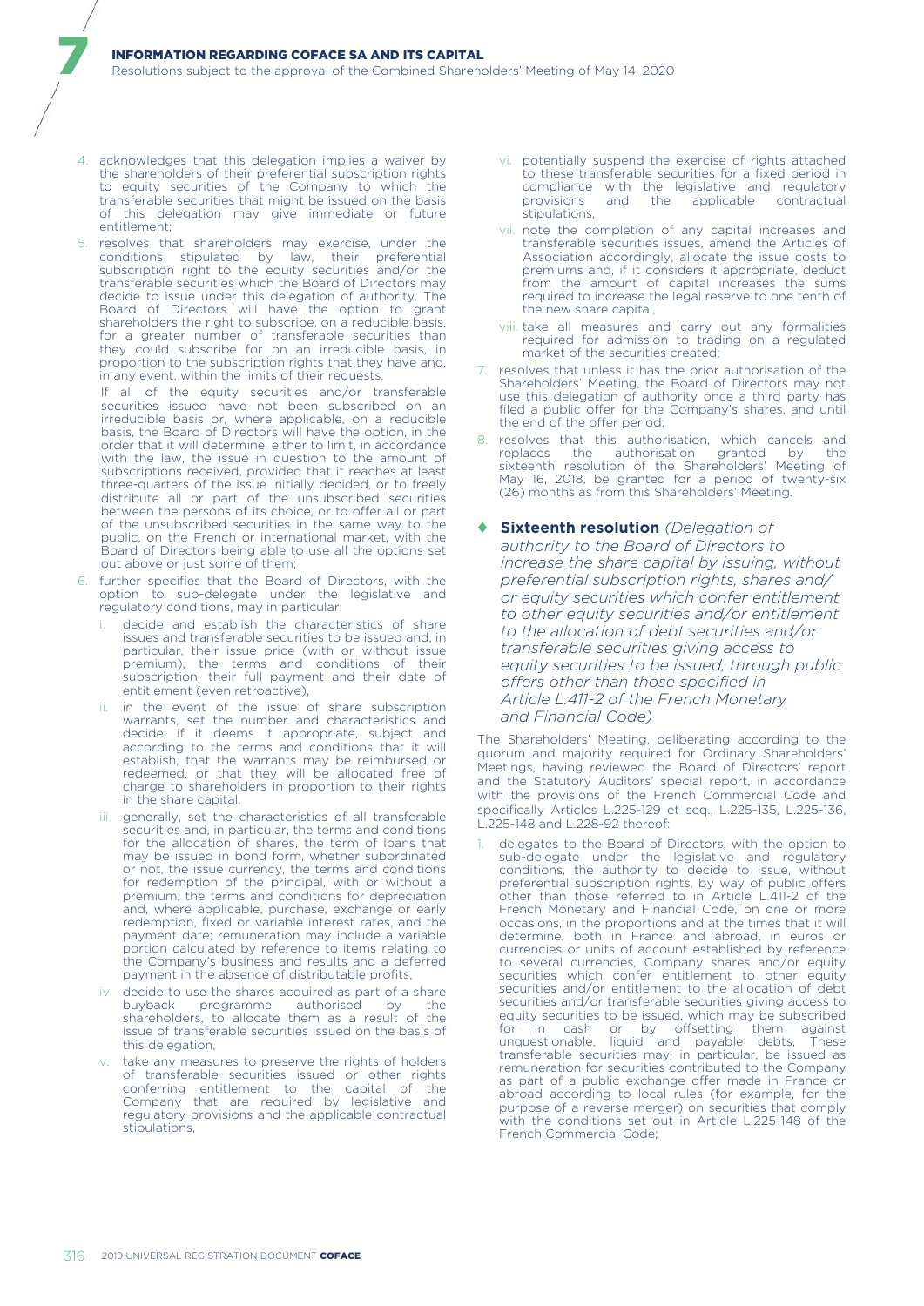4. acknowledges that this delegation implies a waiver by the shareholders of their preferential subscription rights to equity securities of the Company to which the transferable securities that might be issued on the basis of this delegation may give immediate or future entitlement;
5. resolves that shareholders may exercise, under the conditions stipulated by law, their preferential subscription right to the equity securities and/or the transferable securities which the Board of Directors may decide to issue under this delegation of authority. The Board of Directors will have the option to grant shareholders the right to subscribe, on a reducible basis, for a greater number of transferable securities than they could subscribe for on an irreducible basis, in proportion to the subscription rights that they have and, in any event, within the limits of their requests.

   If all of the equity securities and/or transferable securities issued have not been subscribed on an irreducible basis or, where applicable, on a reducible basis, the Board of Directors will have the option, in the order that it will determine, either to limit, in accordance with the law, the issue in question to the amount of subscriptions received, provided that it reaches at least three-quarters of the issue initially decided, or to freely distribute all or part of the unsubscribed securities between the persons of its choice, or to offer all or part of the unsubscribed securities in the same way to the public, on the French or international market, with the Board of Directors being able to use all the options set out above or just some of them;
6. further specifies that the Board of Directors, with the option to sub-delegate under the legislative and regulatory conditions, may in particular:
   i. decide and establish the characteristics of share issues and transferable securities to be issued and, in particular, their issue price (with or without issue premium), the terms and conditions of their subscription, their full payment and their date of entitlement (even retroactive),
   ii. in the event of the issue of share subscription warrants, set the number and characteristics and decide, if it deems it appropriate, subject and according to the terms and conditions that it will establish, that the warrants may be reimbursed or redeemed, or that they will be allocated free of charge to shareholders in proportion to their rights in the share capital,
   iii. generally, set the characteristics of all transferable securities and, in particular, the terms and conditions for the allocation of shares, the term of loans that may be issued in bond form, whether subordinated or not, the issue currency, the terms and conditions for redemption of the principal, with or without a premium, the terms and conditions for depreciation and, where applicable, purchase, exchange or early redemption, fixed or variable interest rates, and the payment date; remuneration may include a variable portion calculated by reference to items relating to the Company's business and results and a deferred payment in the absence of distributable profits,
   iv. decide to use the shares acquired as part of a share buyback programme authorised by the shareholders, to allocate them as a result of the issue of transferable securities issued on the basis of this delegation,
   v. take any measures to preserve the rights of holders of transferable securities issued or other rights conferring entitlement to the capital of the Company that are required by legislative and regulatory provisions and the applicable contractual stipulations,
   vi. potentially suspend the exercise of rights attached to these transferable securities for a fixed period in compliance with the legislative and regulatory provisions and the applicable contractual stipulations,
   vii. note the completion of any capital increases and transferable securities issues, amend the Articles of Association accordingly, allocate the issue costs to premiums and, if it considers it appropriate, deduct from the amount of capital increases the sums required to increase the legal reserve to one tenth of the new share capital,
   viii. take all measures and carry out any formalities required for admission to trading on a regulated market of the securities created;
7. resolves that unless it has the prior authorisation of the Shareholders' Meeting, the Board of Directors may not use this delegation of authority once a third party has filed a public offer for the Company's shares, and until the end of the offer period;
8. resolves that this authorisation, which cancels and replaces the authorisation granted by the sixteenth resolution of the Shareholders' Meeting of May 16, 2018, be granted for a period of twenty-six (26) months as from this Shareholders' Meeting.

### ♦ Sixteenth resolution *(Delegation of authority to the Board of Directors to increase the share capital by issuing, without preferential subscription rights, shares and/or equity securities which confer entitlement to other equity securities and/or entitlement to the allocation of debt securities and/or transferable securities giving access to equity securities to be issued, through public offers other than those specified in Article L.411-2 of the French Monetary and Financial Code)*

The Shareholders' Meeting, deliberating according to the quorum and majority required for Ordinary Shareholders' Meetings, having reviewed the Board of Directors' report and the Statutory Auditors' special report, in accordance with the provisions of the French Commercial Code and specifically Articles L.225-129 et seq., L.225-135, L.225-136, L.225-148 and L.228-92 thereof:

1. delegates to the Board of Directors, with the option to sub-delegate under the legislative and regulatory conditions, the authority to decide to issue, without preferential subscription rights, by way of public offers other than those referred to in Article L.411-2 of the French Monetary and Financial Code, on one or more occasions, in the proportions and at the times that it will determine, both in France and abroad, in euros or currencies or units of account established by reference to several currencies, Company shares and/or equity securities which confer entitlement to other equity securities and/or entitlement to the allocation of debt securities and/or transferable securities giving access to equity securities to be issued, which may be subscribed for in cash or by offsetting them against unquestionable, liquid and payable debts; These transferable securities may, in particular, be issued as remuneration for securities contributed to the Company as part of a public exchange offer made in France or abroad according to local rules (for example, for the purpose of a reverse merger) on securities that comply with the conditions set out in Article L.225-148 of the French Commercial Code;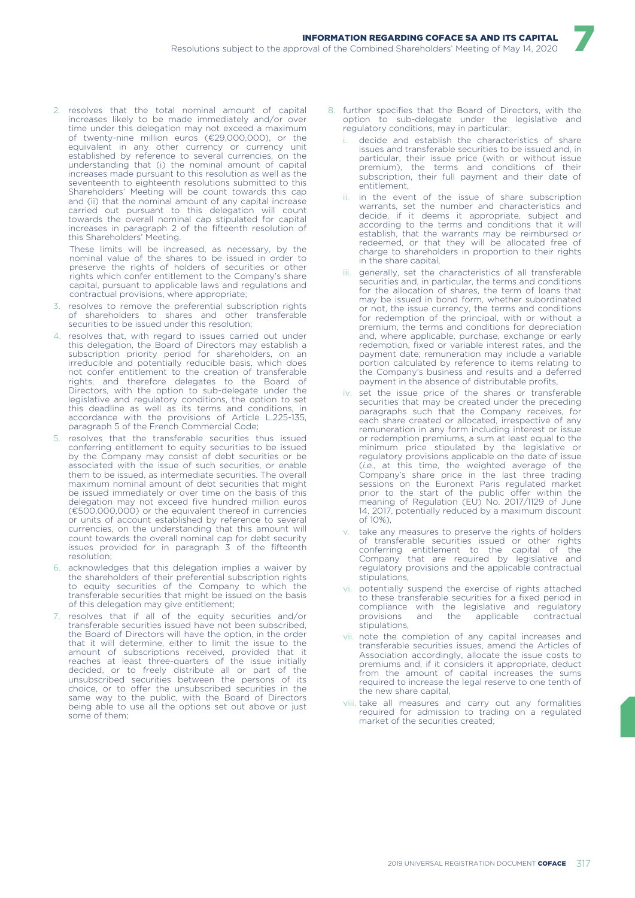2. resolves that the total nominal amount of capital increases likely to be made immediately and/or over time under this delegation may not exceed a maximum of twenty-nine million euros (€29,000,000), or the equivalent in any other currency or currency unit established by reference to several currencies, on the understanding that (i) the nominal amount of capital increases made pursuant to this resolution as well as the seventeenth to eighteenth resolutions submitted to this Shareholders' Meeting will be count towards this cap and (ii) that the nominal amount of any capital increase carried out pursuant to this delegation will count towards the overall nominal cap stipulated for capital increases in paragraph 2 of the fifteenth resolution of this Shareholders' Meeting.

   These limits will be increased, as necessary, by the nominal value of the shares to be issued in order to preserve the rights of holders of securities or other rights which confer entitlement to the Company's share capital, pursuant to applicable laws and regulations and contractual provisions, where appropriate;
3. resolves to remove the preferential subscription rights of shareholders to shares and other transferable securities to be issued under this resolution;
4. resolves that, with regard to issues carried out under this delegation, the Board of Directors may establish a subscription priority period for shareholders, on an irreducible and potentially reducible basis, which does not confer entitlement to the creation of transferable rights, and therefore delegates to the Board of Directors, with the option to sub-delegate under the legislative and regulatory conditions, the option to set this deadline as well as its terms and conditions, in accordance with the provisions of Article L.225-135, paragraph 5 of the French Commercial Code;
5. resolves that the transferable securities thus issued conferring entitlement to equity securities to be issued by the Company may consist of debt securities or be associated with the issue of such securities, or enable them to be issued, as intermediate securities. The overall maximum nominal amount of debt securities that might be issued immediately or over time on the basis of this delegation may not exceed five hundred million euros (€500,000,000) or the equivalent thereof in currencies or units of account established by reference to several currencies, on the understanding that this amount will count towards the overall nominal cap for debt security issues provided for in paragraph 3 of the fifteenth resolution;
6. acknowledges that this delegation implies a waiver by the shareholders of their preferential subscription rights to equity securities of the Company to which the transferable securities that might be issued on the basis of this delegation may give entitlement;
7. resolves that if all of the equity securities and/or transferable securities issued have not been subscribed, the Board of Directors will have the option, in the order that it will determine, either to limit the issue to the amount of subscriptions received, provided that it reaches at least three-quarters of the issue initially decided, or to freely distribute all or part of the unsubscribed securities between the persons of its choice, or to offer the unsubscribed securities in the same way to the public, with the Board of Directors being able to use all the options set out above or just some of them;
8. further specifies that the Board of Directors, with the option to sub-delegate under the legislative and regulatory conditions, may in particular:
   i. decide and establish the characteristics of share issues and transferable securities to be issued and, in particular, their issue price (with or without issue premium), the terms and conditions of their subscription, their full payment and their date of entitlement,
   ii. in the event of the issue of share subscription warrants, set the number and characteristics of the warrants, and decide, if it deems it appropriate, subject and according to the terms and conditions that it will establish, that the warrants may be reimbursed or redeemed, or that they will be allocated free of charge to shareholders in proportion to their rights in the share capital,
   iii. generally, set the characteristics of all transferable securities and, in particular, the terms and conditions for the allocation of shares, the term of loans that may be issued in bond form, whether subordinated or not, the issue currency, the terms and conditions for redemption of the principal, with or without a premium, the terms and conditions for depreciation and, where applicable, purchase, exchange or early redemption, fixed or variable interest rates, and the payment date; remuneration may include a variable portion calculated by reference to items relating to the Company's business and results and a deferred payment in the absence of distributable profits,
   iv. set the issue price of the shares or transferable securities that may be created under the preceding paragraphs such that the Company receives, for each share created or allocated, irrespective of any remuneration in any form including interest or issue or redemption premiums, a sum at least equal to the minimum price stipulated by the legislative or regulatory provisions applicable on the date of issue (*i.e.*, at this time, the weighted average of the Company's share price in the last three trading sessions on the Euronext Paris regulated market prior to the start of the public offer within the meaning of Regulation (EU) No. 2017/1129 of June 14, 2017, potentially reduced by a maximum discount of 10%),
   v. take any measures to preserve the rights of holders of transferable securities issued or other rights conferring entitlement to the capital of the Company that are required by legislative and regulatory provisions and the applicable contractual stipulations,
   vi. potentially suspend the exercise of rights attached to these transferable securities for a fixed period in compliance with the legislative and regulatory provisions and the applicable contractual stipulations,
   vii. note the completion of any capital increases and transferable securities issues, amend the Articles of Association accordingly, allocate the issue costs to premiums and, if it considers it appropriate, deduct from the amount of capital increases the sums required to increase the legal reserve to one tenth of the new share capital,
   viii. take all measures and carry out any formalities required for admission to trading on a regulated market of the securities created;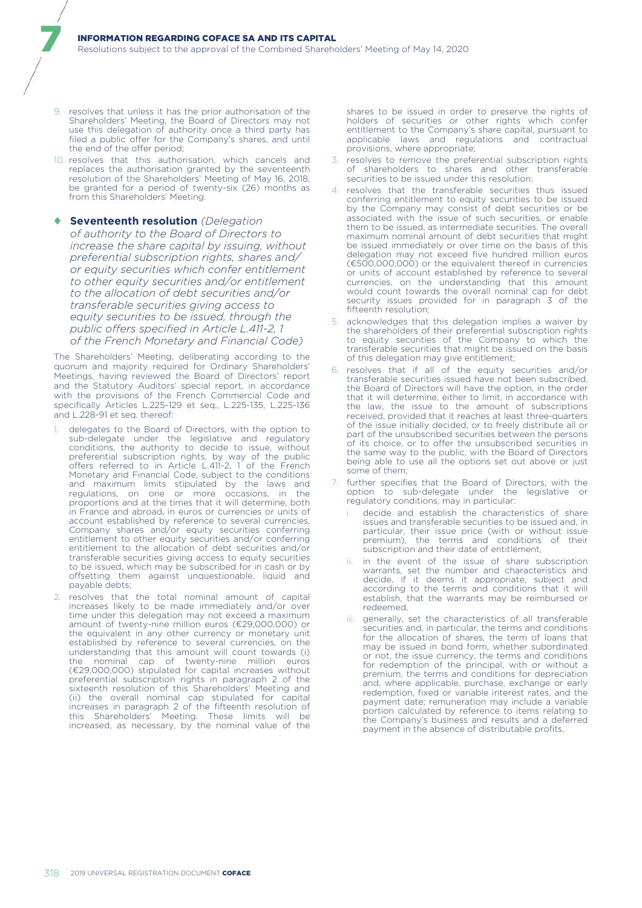9. resolves that unless it has the prior authorisation of the Shareholders' Meeting, the Board of Directors may not use this delegation of authority once a third party has filed a public offer for the Company's shares, and until the end of the offer period;
10. resolves that this authorisation, which cancels and replaces the authorisation granted by the seventeenth resolution of the Shareholders' Meeting of May 16, 2018, be granted for a period of twenty-six (26) months as from this Shareholders' Meeting.

### ♦ Seventeenth resolution *(Delegation of authority to the Board of Directors to increase the share capital by issuing, without preferential subscription rights, shares and/or equity securities which confer entitlement to other equity securities and/or entitlement to the allocation of debt securities and/or transferable securities giving access to equity securities to be issued, through the public offers specified in Article L.411-2, 1 of the French Monetary and Financial Code)*

The Shareholders' Meeting, deliberating according to the quorum and majority required for Ordinary Shareholders' Meetings, having reviewed the Board of Directors' report and the Statutory Auditors' special report, in accordance with the provisions of the French Commercial Code and specifically Articles L.225-129 et seq., L.225-135, L.225-136 and L.228-91 et seq. thereof:

1. delegates to the Board of Directors, with the option to sub-delegate under the legislative and regulatory conditions, the authority to decide to issue, without preferential subscription rights, by way of the public offers referred to in Article L.411-2, 1 of the French Monetary and Financial Code, subject to the conditions and maximum limits stipulated by the laws and regulations, on one or more occasions, in the proportions and at the times that it will determine, both in France and abroad, in euros or currencies or units of account established by reference to several currencies, Company shares and/or equity securities conferring entitlement to other equity securities and/or conferring entitlement to the allocation of debt securities and/or transferable securities giving access to equity securities to be issued, which may be subscribed for in cash or by offsetting them against unquestionable, liquid and payable debts;
2. resolves that the total nominal amount of capital increases likely to be made immediately and/or over time under this delegation may not exceed a maximum amount of twenty-nine million euros (€29,000,000) or the equivalent in any other currency or monetary unit established by reference to several currencies, on the understanding that this amount will count towards (i) the nominal cap of twenty-nine million euros (€29,000,000) stipulated for capital increases without preferential subscription rights in paragraph 2 of the sixteenth resolution of this Shareholders' Meeting and (ii) the overall nominal cap stipulated for capital increases in paragraph 2 of the fifteenth resolution of this Shareholders' Meeting. These limits will be increased, as necessary, by the nominal value of the shares to be issued in order to preserve the rights of holders of securities or other rights which confer entitlement to the Company's share capital, pursuant to applicable laws and regulations and contractual provisions, where appropriate;
3. resolves to remove the preferential subscription rights of shareholders to shares and other transferable securities to be issued under this resolution;
4. resolves that the transferable securities thus issued conferring entitlement to equity securities to be issued by the Company may consist of debt securities or be associated with the issue of such securities, or enable them to be issued, as intermediate securities. The overall maximum nominal amount of debt securities that might be issued immediately or over time on the basis of this delegation may not exceed five hundred million euros (€500,000,000) or the equivalent thereof in currencies or units of account established by reference to several currencies, on the understanding that this amount would count towards the overall nominal cap for debt security issues provided for in paragraph 3 of the fifteenth resolution;
5. acknowledges that this delegation implies a waiver by the shareholders of their preferential subscription rights to equity securities of the Company to which the transferable securities that might be issued on the basis of this delegation may give entitlement;
6. resolves that if all of the equity securities and/or transferable securities issued have not been subscribed, the Board of Directors will have the option, in the order that it will determine, either to limit, in accordance with the law, the issue to the amount of subscriptions received, provided that it reaches at least three-quarters of the issue initially decided, or to freely distribute all or part of the unsubscribed securities between the persons of its choice, or to offer the unsubscribed securities in the same way to the public, with the Board of Directors being able to use all the options set out above or just some of them;
7. further specifies that the Board of Directors, with the option to sub-delegate under the legislative or regulatory conditions, may in particular:
   i. decide and establish the characteristics of share issues and transferable securities to be issued and, in particular, their issue price (with or without issue premium), the terms and conditions of their subscription and their date of entitlement,
   ii. in the event of the issue of share subscription warrants, set the number and characteristics and decide, if it deems it appropriate, subject and according to the terms and conditions that it will establish, that the warrants may be reimbursed or redeemed,
   iii. generally, set the characteristics of all transferable securities and, in particular, the terms and conditions for the allocation of shares, the term of loans that may be issued in bond form, whether subordinated or not, the issue currency, the terms and conditions for redemption of the principal, with or without a premium, the terms and conditions for depreciation and, where applicable, purchase, exchange or early redemption, fixed or variable interest rates, and the payment date; remuneration may include a variable portion calculated by reference to items relating to the Company's business and results and a deferred payment in the absence of distributable profits,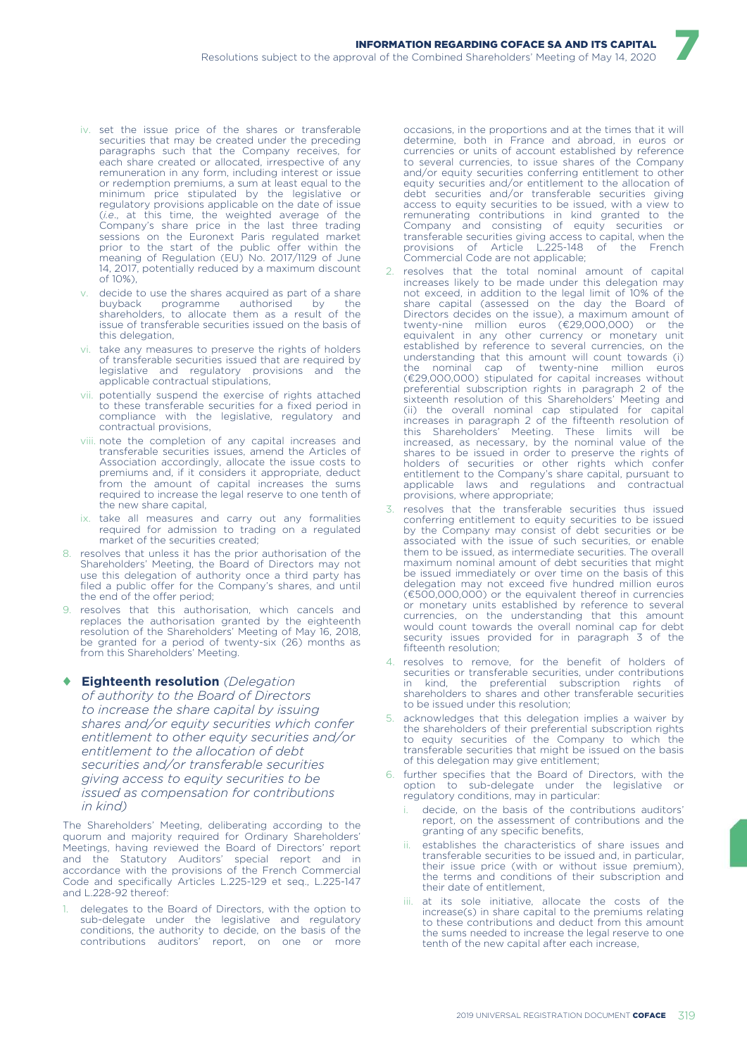iv. set the issue price of the shares or transferable securities that may be created under the preceding paragraphs such that the Company receives, for each share created or allocated, irrespective of any remuneration in any form, including interest or issue or redemption premiums, a sum at least equal to the minimum price stipulated by the legislative or regulatory provisions applicable on the date of issue (*i.e.*, at this time, the weighted average of the Company's share price in the last three trading sessions on the Euronext Paris regulated market prior to the start of the public offer within the meaning of Regulation (EU) No. 2017/1129 of June 14, 2017, potentially reduced by a maximum discount of 10%),

v. decide to use the shares acquired as part of a share buyback programme authorised by the shareholders, to allocate them as a result of the issue of transferable securities issued on the basis of this delegation,

vi. take any measures to preserve the rights of holders of transferable securities issued that are required by legislative and regulatory provisions and the applicable contractual stipulations,

vii. potentially suspend the exercise of rights attached to these transferable securities for a fixed period in compliance with the legislative, regulatory and contractual provisions,

viii. note the completion of any capital increases and transferable securities issues, amend the Articles of Association accordingly, allocate the issue costs to premiums and, if it considers it appropriate, deduct from the amount of capital increases the sums required to increase the legal reserve to one tenth of the new share capital,

ix. take all measures and carry out any formalities required for admission to trading on a regulated market of the securities created;

8. resolves that unless it has the prior authorisation of the Shareholders' Meeting, the Board of Directors may not use this delegation of authority once a third party has filed a public offer for the Company's shares, and until the end of the offer period;

9. resolves that this authorisation, which cancels and replaces the authorisation granted by the eighteenth resolution of the Shareholders' Meeting of May 16, 2018, be granted for a period of twenty-six (26) months as from this Shareholders' Meeting.

### ♦ Eighteenth resolution *(Delegation of authority to the Board of Directors to increase the share capital by issuing shares and/or equity securities which confer entitlement to other equity securities and/or entitlement to the allocation of debt securities and/or transferable securities giving access to equity securities to be issued as compensation for contributions in kind)*

The Shareholders' Meeting, deliberating according to the quorum and majority required for Ordinary Shareholders' Meetings, having reviewed the Board of Directors' report and the Statutory Auditors' special report and in accordance with the provisions of the French Commercial Code and specifically Articles L.225-129 et seq., L.225-147 and L.228-92 thereof:

1. delegates to the Board of Directors, with the option to sub-delegate under the legislative and regulatory conditions, the authority to decide, on the basis of the contributions auditors' report, on one or more occasions, in the proportions and at the times that it will determine, both in France and abroad, in euros or currencies or units of account established by reference to several currencies, to issue shares of the Company and/or equity securities conferring entitlement to other equity securities and/or entitlement to the allocation of debt securities and/or transferable securities giving access to equity securities to be issued, with a view to remunerating contributions in kind granted to the Company and consisting of equity securities or transferable securities giving access to capital, when the provisions of Article L.225-148 of the French Commercial Code are not applicable;

2. resolves that the total nominal amount of capital increases likely to be made under this delegation may not exceed, in addition to the legal limit of 10% of the share capital (assessed on the day the Board of Directors decides on the issue), a maximum amount of twenty-nine million euros (€29,000,000) or the equivalent in any other currency or monetary unit established by reference to several currencies, on the understanding that this amount will count towards (i) the nominal cap of twenty-nine million euros (€29,000,000) stipulated for capital increases without preferential subscription rights in paragraph 2 of the sixteenth resolution of this Shareholders' Meeting and (ii) the overall nominal cap stipulated for capital increases in paragraph 2 of the fifteenth resolution of this Shareholders' Meeting. These limits will be increased, as necessary, by the nominal value of the shares to be issued in order to preserve the rights of holders of securities or other rights which confer entitlement to the Company's share capital, pursuant to applicable laws and regulations and contractual provisions, where appropriate;

3. resolves that the transferable securities thus issued conferring entitlement to equity securities to be issued by the Company may consist of debt securities or be associated with the issue of such securities, or enable them to be issued, as intermediate securities. The overall maximum nominal amount of debt securities that might be issued immediately or over time on the basis of this delegation may not exceed five hundred million euros (€500,000,000) or the equivalent thereof in currencies or monetary units established by reference to several currencies, on the understanding that this amount would count towards the overall nominal cap for debt security issues provided for in paragraph 3 of the fifteenth resolution;

4. resolves to remove, for the benefit of holders of securities or transferable securities, under contributions in kind, the preferential subscription rights of shareholders to shares and other transferable securities to be issued under this resolution;

5. acknowledges that this delegation implies a waiver by the shareholders of their preferential subscription rights to equity securities of the Company to which the transferable securities that might be issued on the basis of this delegation may give entitlement;

6. further specifies that the Board of Directors, with the option to sub-delegate under the legislative or regulatory conditions, may in particular:

   i. decide, on the basis of the contributions auditors' report, on the assessment of contributions and the granting of any specific benefits,

   ii. establishes the characteristics of share issues and transferable securities to be issued and, in particular, their issue price (with or without issue premium), the terms and conditions of their subscription and their date of entitlement,

   iii. at its sole initiative, allocate the costs of the increase(s) in share capital to the premiums relating to these contributions and deduct from this amount the sums needed to increase the legal reserve to one tenth of the new capital after each increase,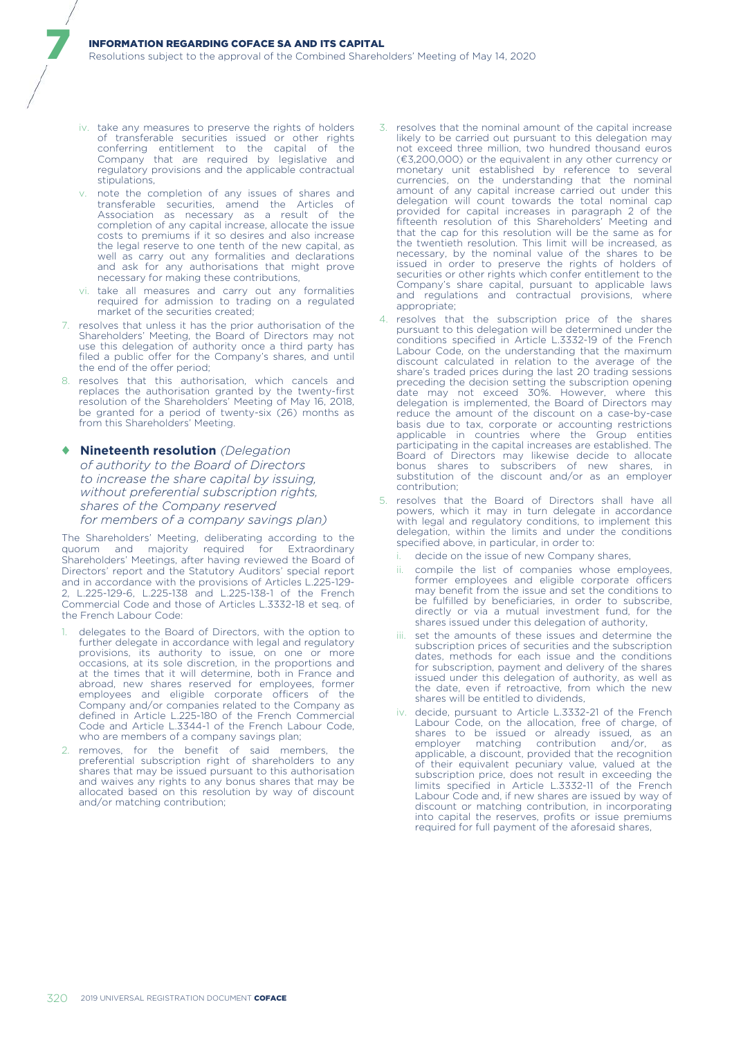iv. take any measures to preserve the rights of holders of transferable securities issued or other rights conferring entitlement to the capital of the Company that are required by legislative and regulatory provisions and the applicable contractual stipulations,

v. note the completion of any issues of shares and transferable securities, amend the Articles of Association as necessary as a result of the completion of any capital increase, allocate the issue costs to premiums if it so desires and also increase the legal reserve to one tenth of the new capital, as well as carry out any formalities and declarations and ask for any authorisations that might prove necessary for making these contributions,

vi. take all measures and carry out any formalities required for admission to trading on a regulated market of the securities created;

7. resolves that unless it has the prior authorisation of the Shareholders' Meeting, the Board of Directors may not use this delegation of authority once a third party has filed a public offer for the Company's shares, and until the end of the offer period;

8. resolves that this authorisation, which cancels and replaces the authorisation granted by the twenty-first resolution of the Shareholders' Meeting of May 16, 2018, be granted for a period of twenty-six (26) months as from this Shareholders' Meeting.

### ♦ Nineteenth resolution *(Delegation of authority to the Board of Directors to increase the share capital by issuing, without preferential subscription rights, shares of the Company reserved for members of a company savings plan)*

The Shareholders' Meeting, deliberating according to the quorum and majority required for Extraordinary Shareholders' Meetings, after having reviewed the Board of Directors' report and the Statutory Auditors' special report and in accordance with the provisions of Articles L.225-129-2, L.225-129-6, L.225-138 and L.225-138-1 of the French Commercial Code and those of Articles L.3332-18 et seq. of the French Labour Code:

1. delegates to the Board of Directors, with the option to further delegate in accordance with legal and regulatory provisions, its authority to issue, on one or more occasions, at its sole discretion, in the proportions and at the times that it will determine, both in France and abroad, new shares reserved for employees, former employees and eligible corporate officers of the Company and/or companies related to the Company as defined in Article L.225-180 of the French Commercial Code and Article L.3344-1 of the French Labour Code, who are members of a company savings plan;

2. removes, for the benefit of said members, the preferential subscription right of shareholders to any shares that may be issued pursuant to this authorisation and waives any rights to any bonus shares that may be allocated based on this resolution by way of discount and/or matching contribution;

3. resolves that the nominal amount of the capital increase likely to be carried out pursuant to this delegation may not exceed three million, two hundred thousand euros (€3,200,000) or the equivalent in any other currency or monetary unit established by reference to several currencies, on the understanding that the nominal amount of any capital increase carried out under this delegation will count towards the total nominal cap provided for capital increases in paragraph 2 of the fifteenth resolution of this Shareholders' Meeting and that the cap for this resolution will be the same as for the twentieth resolution. This limit will be increased, as necessary, by the nominal value of the shares to be issued in order to preserve the rights of holders of securities or other rights which confer entitlement to the Company's share capital, pursuant to applicable laws and regulations and contractual provisions, where appropriate;

4. resolves that the subscription price of the shares pursuant to this delegation will be determined under the conditions specified in Article L.3332-19 of the French Labour Code, on the understanding that the maximum discount calculated in relation to the average of the share's traded prices during the last 20 trading sessions preceding the decision setting the subscription opening date may not exceed 30%. However, where this delegation is implemented, the Board of Directors may reduce the amount of the discount on a case-by-case basis due to tax, corporate or accounting restrictions applicable in countries where the Group entities participating in the capital increases are established. The Board of Directors may likewise decide to allocate bonus shares to subscribers of new shares, in substitution of the discount and/or as an employer contribution;

5. resolves that the Board of Directors shall have all powers, which it may in turn delegate in accordance with legal and regulatory conditions, to implement this delegation, within the limits and under the conditions specified above, in particular, in order to:

   i. decide on the issue of new Company shares,

   ii. compile the list of companies whose employees, former employees and eligible corporate officers may benefit from the issue and set the conditions to be fulfilled by beneficiaries, in order to subscribe, directly or via a mutual investment fund, for the shares issued under this delegation of authority,

   iii. set the amounts of these issues and determine the subscription prices of securities and the subscription dates, methods for each issue and the conditions for subscription, payment and delivery of the shares issued under this delegation of authority, as well as the date, even if retroactive, from which the new shares will be entitled to dividends,

   iv. decide, pursuant to Article L.3332-21 of the French Labour Code, on the allocation, free of charge, of shares to be issued or already issued, as an employer matching contribution and/or, as applicable, a discount, provided that the recognition of their equivalent pecuniary value, valued at the subscription price, does not result in exceeding the limits specified in Article L.3332-11 of the French Labour Code and, if new shares are issued by way of discount or matching contribution, in incorporating into capital the reserves, profits or issue premiums required for full payment of the aforesaid shares,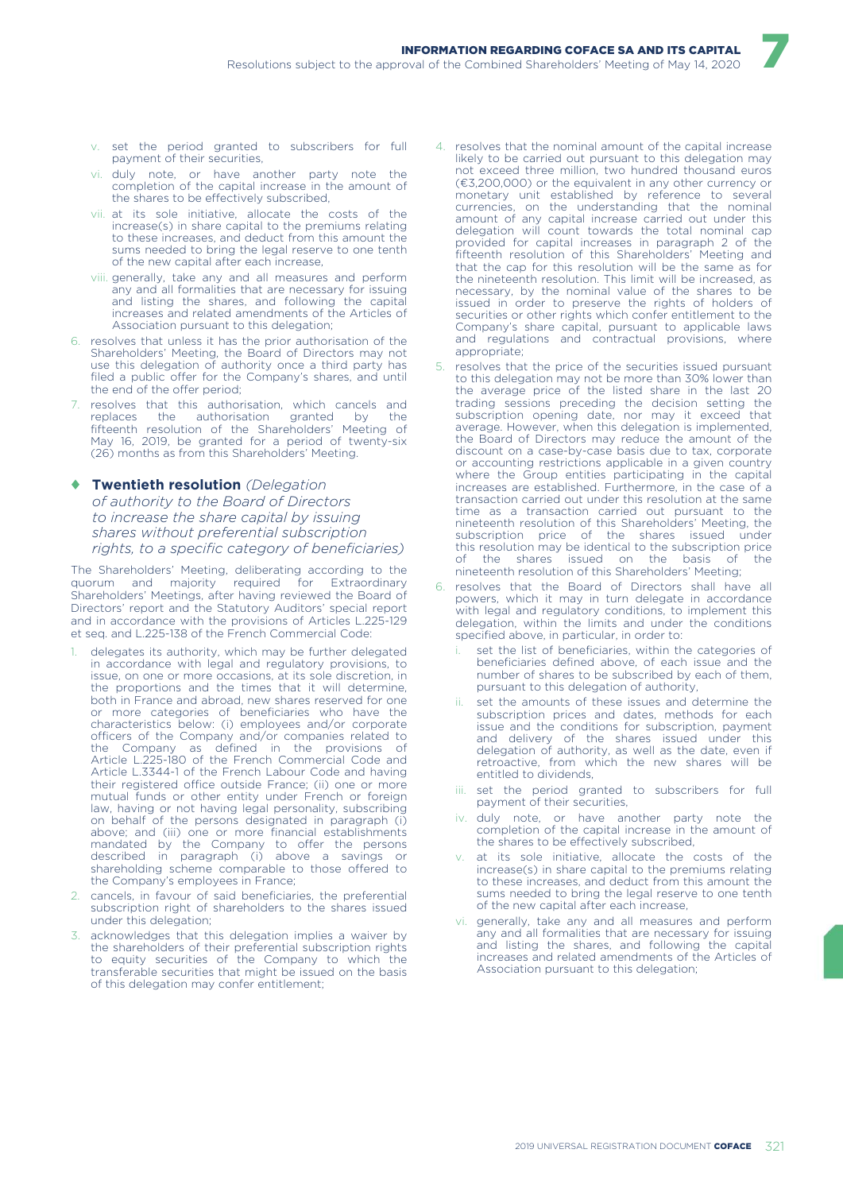v. set the period granted to subscribers for full payment of their securities,

vi. duly note, or have another party note the completion of the capital increase in the amount of the shares to be effectively subscribed,

vii. at its sole initiative, allocate the costs of the increase(s) in share capital to the premiums relating to these increases, and deduct from this amount the sums needed to bring the legal reserve to one tenth of the new capital after each increase,

viii. generally, take any and all measures and perform any and all formalities that are necessary for issuing and listing the shares, and following the capital increases and related amendments of the Articles of Association pursuant to this delegation;

6. resolves that unless it has the prior authorisation of the Shareholders' Meeting, the Board of Directors may not use this delegation of authority once a third party has filed a public offer for the Company's shares, and until the end of the offer period;

7. resolves that this authorisation, which cancels and replaces the authorisation granted by the fifteenth resolution of the Shareholders' Meeting of May 16, 2019, be granted for a period of twenty-six (26) months as from this Shareholders' Meeting.

### ♦ Twentieth resolution *(Delegation of authority to the Board of Directors to increase the share capital by issuing shares without preferential subscription rights, to a specific category of beneficiaries)*

The Shareholders' Meeting, deliberating according to the quorum and majority required for Extraordinary Shareholders' Meetings, after having reviewed the Board of Directors' report and the Statutory Auditors' special report and in accordance with the provisions of Articles L.225-129 et seq. and L.225-138 of the French Commercial Code:

1. delegates its authority, which may be further delegated in accordance with legal and regulatory provisions, to issue, on one or more occasions, at its sole discretion, in the proportions and the times that it will determine, both in France and abroad, new shares reserved for one or more categories of beneficiaries who have the characteristics below: (i) employees and/or corporate officers of the Company and/or of companies related to the Company as defined in the provisions of Article L.225-180 of the French Commercial Code and Article L.3344-1 of the French Labour Code and having their registered office outside France; (ii) one or more mutual funds or other entity under French or foreign law, having or not having legal personality, subscribing on behalf of the persons designated in paragraph (i) above; and (iii) one or more financial establishments mandated by the Company to offer the persons described in paragraph (i) above a savings or shareholding scheme comparable to those offered to the Company's employees in France;

2. cancels, in favour of said beneficiaries, the preferential subscription right of shareholders to the shares issued under this delegation;

3. acknowledges that this delegation implies a waiver by the shareholders of their preferential subscription rights to equity securities of the Company to which the transferable securities that might be issued on the basis of this delegation may confer entitlement;

4. resolves that the nominal amount of the capital increase likely to be carried out pursuant to this delegation may not exceed three million, two hundred thousand euros (€3,200,000) or the equivalent in any other currency or monetary unit established by reference to several currencies, on the understanding that the nominal amount of any capital increase carried out under this delegation will count towards the total nominal cap provided for capital increases in paragraph 2 of the fifteenth resolution of this Shareholders' Meeting and that the cap for this resolution will be the same as for the nineteenth resolution. This limit will be increased, as necessary, by the nominal value of the shares to be issued in order to preserve the rights of holders of securities or other rights which confer entitlement to the Company's share capital, pursuant to applicable laws and regulations and contractual provisions, where appropriate;

5. resolves that the price of the securities issued pursuant to this delegation may not be more than 30% lower than the average price of the listed share in the last 20 trading sessions preceding the decision setting the subscription opening date, nor may it exceed that average. However, when this delegation is implemented, the Board of Directors may reduce the amount of the discount on a case-by-case basis due to tax, corporate or accounting restrictions applicable in a given country where the Group entities participating in the capital increases are established. Furthermore, in the case of a transaction carried out under this resolution at the same time as a transaction carried out pursuant to the nineteenth resolution of this Shareholders' Meeting, the subscription price of the shares issued under this resolution may be identical to the subscription price of the shares issued on the basis of the nineteenth resolution of this Shareholders' Meeting;

6. resolves that the Board of Directors shall have all powers, which it may in turn delegate in accordance with legal and regulatory conditions, to implement this delegation, within the limits and under the conditions specified above, in particular, in order to:

   i. set the list of beneficiaries, within the categories of beneficiaries defined above, of each issue and the number of shares to be subscribed by each of them, pursuant to this delegation of authority,

   ii. set the amounts of these issues and determine the subscription prices and dates, methods for each issue and the conditions for subscription, payment and delivery of the shares issued under this delegation of authority, as well as the date, even if retroactive, from which the new shares will be entitled to dividends,

   iii. set the period granted to subscribers for full payment of their securities,

   iv. duly note, or have another party note the completion of the capital increase in the amount of the shares to be effectively subscribed,

   v. at its sole initiative, allocate the costs of the increase(s) in share capital to the premiums relating to these increases, and deduct from this amount the sums needed to bring the legal reserve to one tenth of the new capital after each increase,

   vi. generally, take any and all measures and perform any and all formalities that are necessary for issuing and listing the shares, and following the capital increases and related amendments of the Articles of Association pursuant to this delegation;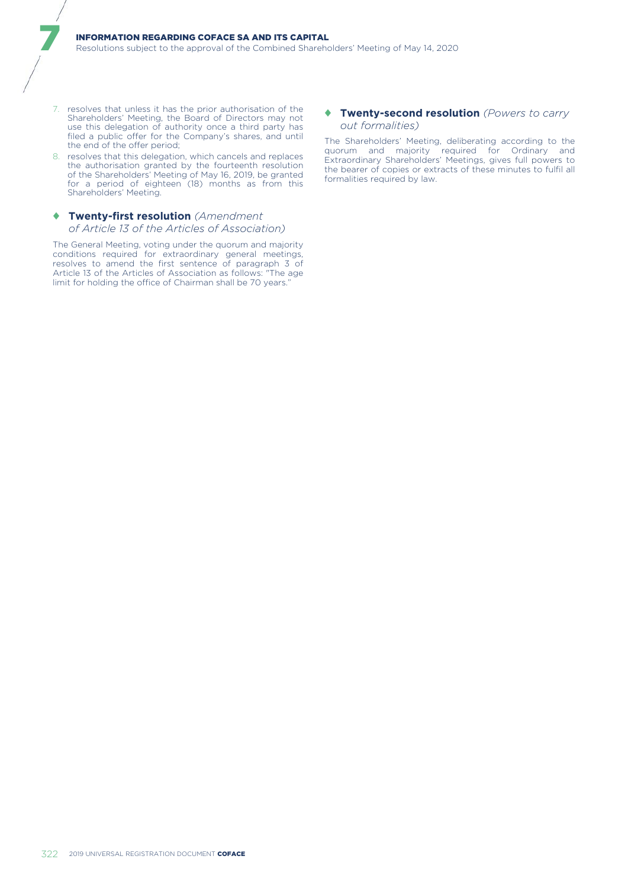7. resolves that unless it has the prior authorisation of the Shareholders' Meeting, the Board of Directors may not use this delegation of authority once a third party has filed a public offer for the Company's shares, and until the end of the offer period;
8. resolves that this delegation, which cancels and replaces the authorisation granted by the fourteenth resolution of the Shareholders' Meeting of May 16, 2019, be granted for a period of eighteen (18) months as from this Shareholders' Meeting.

### ♦ **Twenty-first resolution** *(Amendment of Article 13 of the Articles of Association)*

The General Meeting, voting under the quorum and majority conditions required for extraordinary general meetings, resolves to amend the first sentence of paragraph 3 of Article 13 of the Articles of Association as follows: "The age limit for holding the office of Chairman shall be 70 years."

### ♦ **Twenty-second resolution** *(Powers to carry out formalities)*

The Shareholders' Meeting, deliberating according to the quorum and majority required for Ordinary and Extraordinary Shareholders' Meetings, gives full powers to the bearer of copies or extracts of these minutes to fulfil all formalities required by law.